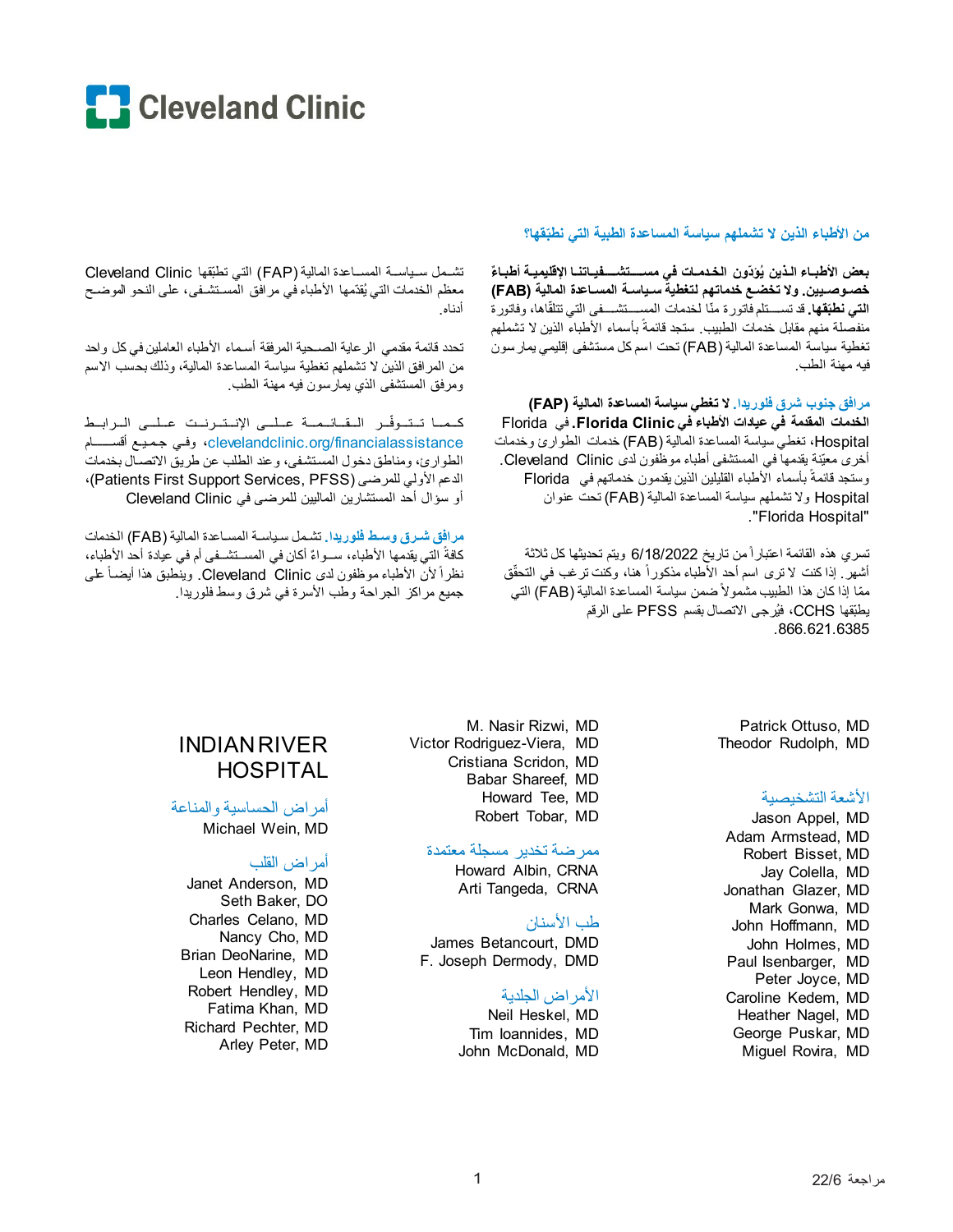# Cleveland Clinic

## من الأطباء الذين لا تشملهم سياسة المساعدة الطبية التي نطبّقها؟

**بعض الأطباء الذين يُؤدّون الخدمات في مستشفياتنا الإقليمية أطباءً خصوصيين. ولا تخضع خدماتهم لتغطية سياسة المساعدة المالية (FAB) التي نطبّقها.** قد تستلم فاتورة منّا لخدمات المستشفى التي تتلقاها، وفاتورة منفصلة منهم مقابل خدمات الطبيب. ستجد قائمةً بأسماء الأطباء الذين لا تشملهم تغطية سياسة المساعدة المالية (FAB) تحت اسم كل مستشفى إقليمي يمارسون فيه مهنة الطب.

**مرافق جنوب شرق فلوريدا. لا تغطي سياسة المساعدة المالية (FAP) الخدمات المقدمة في عيادات الأطباء في Florida Clinic.** في Florida Hospital، تغطي سياسة المساعدة المالية (FAB) خدمات الطوارئ وخدمات أخرى معيّنة يقدمها في المستشفى أطباء موظفون لدى Cleveland Clinic. وستجد قائمةً بأسماء الأطباء القليلين الذين يقدمون خدماتهم في Florida Hospital ولا تشملهم سياسة المساعدة المالية (FAB) تحت عنوان "Florida Hospital".

تسري هذه القائمة اعتباراً من تاريخ 6/18/2022 ويتم تحديثها كل ثلاثة أشهر. إذا كنت لا ترى اسم أحد الأطباء مذكوراً هنا، وكنت ترغب في التحقّق ممّا إذا كان هذا الطبيب مشمولاً ضمن سياسة المساعدة المالية (FAB) التي يطبقها CCHS، فيُرجى الاتصال بقسم PFSS على الرقم 866.621.6385.

تشمل سياسة المساعدة المالية (FAP) التي تطبّقها Cleveland Clinic معظم الخدمات التي يُقدّمها الأطباء في مرافق المستشفى، على النحو الموضح أدناه.

تحدد قائمة مقدمي الرعاية الصحية المرفقة أسماء الأطباء العاملين في كل واحد من المرافق الذين لا تشملهم تغطية سياسة المساعدة المالية، وذلك بحسب الاسم ومرفق المستشفى الذي يمارسون فيه مهنة الطب.

كما تتوفر القائمة على الإنترنت على الرابط clevelandclinic.org/financialassistance، وفي جميع أقسام الطوارئ، ومناطق دخول المستشفى، وعند الطلب عن طريق الاتصال بخدمات الدعم الأولي للمرضى (Patients First Support Services, PFSS)، أو سؤال أحد المستشارين الماليين للمرضى في Cleveland Clinic

**مرافق شرق وسط فلوريدا.** تشمل سياسة المساعدة المالية (FAB) الخدمات كافةً التي يقدمها الأطباء، سواءً أكان في المستشفى أم في عيادة أحد الأطباء، نظراً لأن الأطباء موظفون لدى Cleveland Clinic. وينطبق هذا أيضاً على جميع مراكز الجراحة وطب الأسرة في شرق وسط فلوريدا.

## INDIAN RIVER HOSPITAL

### أمراض الحساسية والمناعة

Michael Wein, MD

### أمراض القلب

Janet Anderson, MD
Seth Baker, DO
Charles Celano, MD
Nancy Cho, MD
Brian DeoNarine, MD
Leon Hendley, MD
Robert Hendley, MD
Fatima Khan, MD
Richard Pechter, MD
Arley Peter, MD
M. Nasir Rizwi, MD
Victor Rodriguez-Viera, MD
Cristiana Scridon, MD
Babar Shareef, MD
Howard Tee, MD
Robert Tobar, MD

### ممرضة تخدير مسجلة معتمدة

Howard Albin, CRNA
Arti Tangeda, CRNA

### طب الأسنان

James Betancourt, DMD
F. Joseph Dermody, DMD

### الأمراض الجلدية

Neil Heskel, MD
Tim Ioannides, MD
John McDonald, MD
Patrick Ottuso, MD
Theodor Rudolph, MD

### الأشعة التشخيصية

Jason Appel, MD
Adam Armstead, MD
Robert Bisset, MD
Jay Colella, MD
Jonathan Glazer, MD
Mark Gonwa, MD
John Hoffmann, MD
John Holmes, MD
Paul Isenbarger, MD
Peter Joyce, MD
Caroline Kedem, MD
Heather Nagel, MD
George Puskar, MD
Miguel Rovira, MD

مراجعة 22/6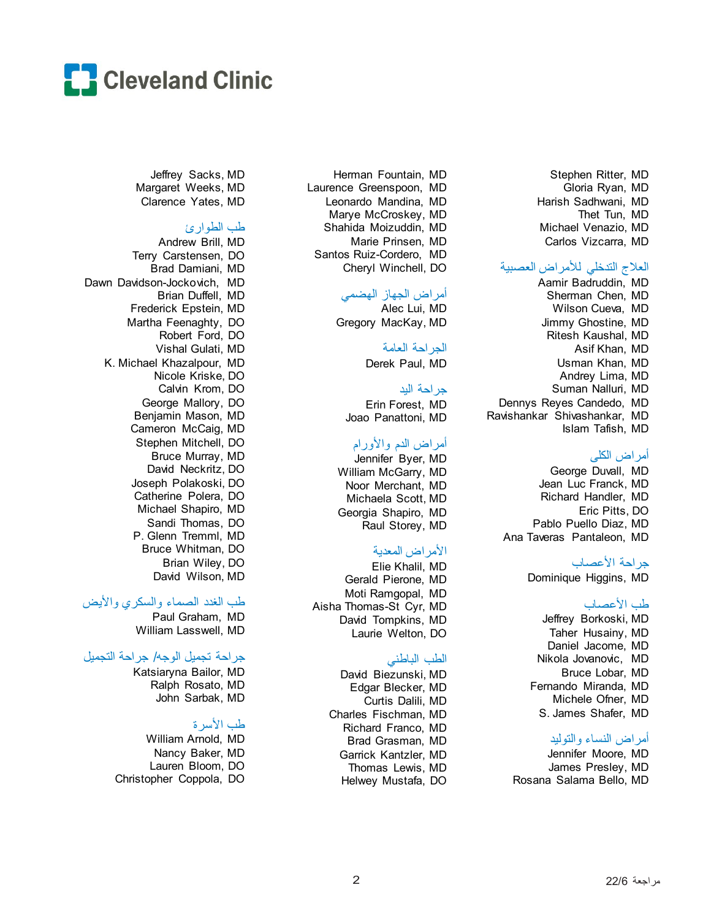Jeffrey Sacks, MD
Margaret Weeks, MD
Clarence Yates, MD

### طب الطوارئ

Andrew Brill, MD
Terry Carstensen, DO
Brad Damiani, MD
Dawn Davidson-Jockovich, MD
Brian Duffell, MD
Frederick Epstein, MD
Martha Feenaghty, DO
Robert Ford, DO
Vishal Gulati, MD
K. Michael Khazalpour, MD
Nicole Kriske, DO
Calvin Krom, DO
George Mallory, DO
Benjamin Mason, MD
Cameron McCaig, MD
Stephen Mitchell, DO
Bruce Murray, MD
David Neckritz, DO
Joseph Polakoski, DO
Catherine Polera, DO
Michael Shapiro, MD
Sandi Thomas, DO
P. Glenn Tremml, MD
Bruce Whitman, DO
Brian Wiley, DO
David Wilson, MD

### طب الغدد الصماء والسكري والأيض

Paul Graham, MD
William Lasswell, MD

### جراحة تجميل الوجه/ جراحة التجميل

Katsiaryna Bailor, MD
Ralph Rosato, MD
John Sarbak, MD

### طب الأسرة

William Arnold, MD
Nancy Baker, MD
Lauren Bloom, DO
Christopher Coppola, DO
Herman Fountain, MD
Laurence Greenspoon, MD
Leonardo Mandina, MD
Marye McCroskey, MD
Shahida Moizuddin, MD
Marie Prinsen, MD
Santos Ruiz-Cordero, MD
Cheryl Winchell, DO

### أمراض الجهاز الهضمي

Alec Lui, MD
Gregory MacKay, MD

### الجراحة العامة

Derek Paul, MD

### جراحة اليد

Erin Forest, MD
Joao Panattoni, MD

### أمراض الدم والأورام

Jennifer Byer, MD
William McGarry, MD
Noor Merchant, MD
Michaela Scott, MD
Georgia Shapiro, MD
Raul Storey, MD

### الأمراض المعدية

Elie Khalil, MD
Gerald Pierone, MD
Moti Ramgopal, MD
Aisha Thomas-St Cyr, MD
David Tompkins, MD
Laurie Welton, DO

### الطب الباطني

David Biezunski, MD
Edgar Blecker, MD
Curtis Dalili, MD
Charles Fischman, MD
Richard Franco, MD
Brad Grasman, MD
Garrick Kantzler, MD
Thomas Lewis, MD
Helwey Mustafa, DO
Stephen Ritter, MD
Gloria Ryan, MD
Harish Sadhwani, MD
Thet Tun, MD
Michael Venazio, MD
Carlos Vizcarra, MD

### العلاج التدخلي للأمراض العصبية

Aamir Badruddin, MD
Sherman Chen, MD
Wilson Cueva, MD
Jimmy Ghostine, MD
Ritesh Kaushal, MD
Asif Khan, MD
Usman Khan, MD
Andrey Lima, MD
Suman Nalluri, MD
Dennys Reyes Candedo, MD
Ravishankar Shivashankar, MD
Islam Tafish, MD

### أمراض الكلى

George Duvall, MD
Jean Luc Franck, MD
Richard Handler, MD
Eric Pitts, DO
Pablo Puello Diaz, MD
Ana Taveras Pantaleon, MD

### جراحة الأعصاب

Dominique Higgins, MD

### طب الأعصاب

Jeffrey Borkoski, MD
Taher Husainy, MD
Daniel Jacome, MD
Nikola Jovanovic, MD
Bruce Lobar, MD
Fernando Miranda, MD
Michele Ofner, MD
S. James Shafer, MD

### أمراض النساء والتوليد

Jennifer Moore, MD
James Presley, MD
Rosana Salama Bello, MD

مراجعة 22/6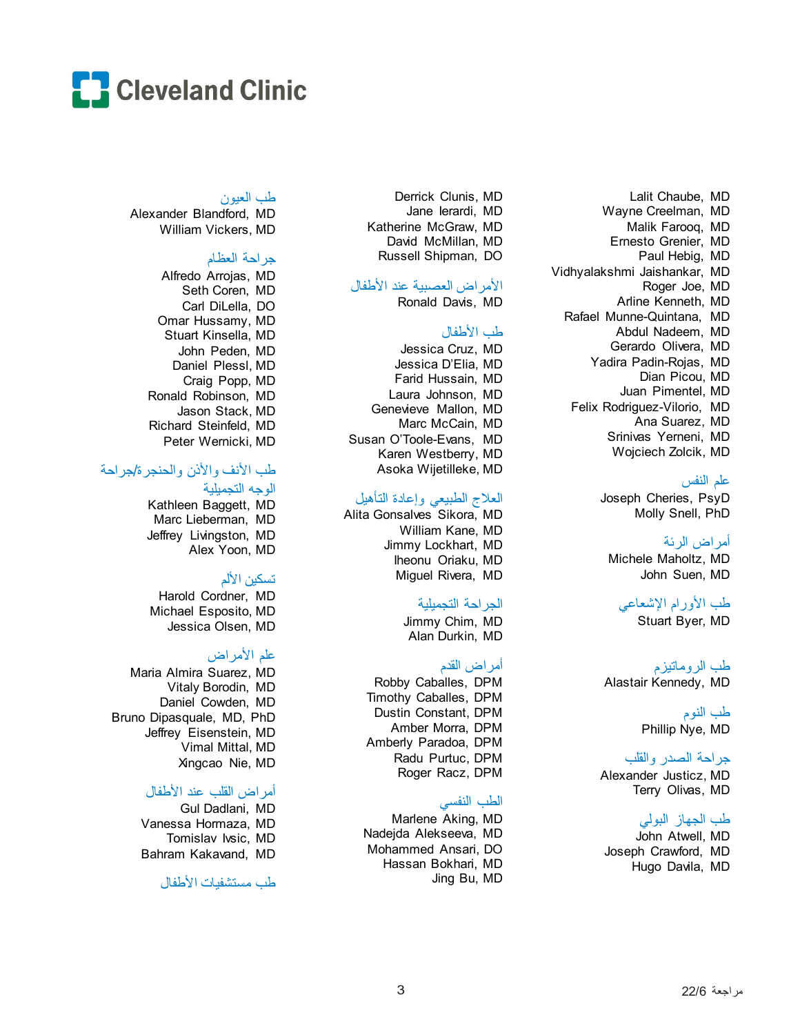Cleveland Clinic

Lalit Chaube, MD
Wayne Creelman, MD
Malik Farooq, MD
Ernesto Grenier, MD
Paul Hebig, MD
Vidhyalakshmi Jaishankar, MD
Roger Joe, MD
Arline Kenneth, MD
Rafael Munne-Quintana, MD
Abdul Nadeem, MD
Gerardo Olivera, MD
Yadira Padin-Rojas, MD
Dian Picou, MD
Juan Pimentel, MD
Felix Rodriguez-Vilorio, MD
Ana Suarez, MD
Srinivas Yerneni, MD
Wojciech Zolcik, MD

## علم النفس

Joseph Cheries, PsyD
Molly Snell, PhD

## أمراض الرئة

Michele Maholtz, MD
John Suen, MD

## طب الأورام الإشعاعي

Stuart Byer, MD

## طب الروماتيزم

Alastair Kennedy, MD

## طب النوم

Phillip Nye, MD

## جراحة الصدر والقلب

Alexander Justicz, MD
Terry Olivas, MD

## طب الجهاز البولي

John Atwell, MD
Joseph Crawford, MD
Hugo Davila, MD

Derrick Clunis, MD
Jane Ierardi, MD
Katherine McGraw, MD
David McMillan, MD
Russell Shipman, DO

## الأمراض العصبية عند الأطفال

Ronald Davis, MD

## طب الأطفال

Jessica Cruz, MD
Jessica D'Elia, MD
Farid Hussain, MD
Laura Johnson, MD
Genevieve Mallon, MD
Marc McCain, MD
Susan O'Toole-Evans, MD
Karen Westberry, MD
Asoka Wijetilleke, MD

## العلاج الطبيعي وإعادة التأهيل

Alita Gonsalves Sikora, MD
William Kane, MD
Jimmy Lockhart, MD
Iheonu Oriaku, MD
Miguel Rivera, MD

## الجراحة التجميلية

Jimmy Chim, MD
Alan Durkin, MD

## أمراض القدم

Robby Caballes, DPM
Timothy Caballes, DPM
Dustin Constant, DPM
Amber Morra, DPM
Amberly Paradoa, DPM
Radu Purtuc, DPM
Roger Racz, DPM

## الطب النفسي

Marlene Aking, MD
Nadejda Alekseeva, MD
Mohammed Ansari, DO
Hassan Bokhari, MD
Jing Bu, MD

## طب العيون

Alexander Blandford, MD
William Vickers, MD

## جراحة العظام

Alfredo Arrojas, MD
Seth Coren, MD
Carl DiLella, DO
Omar Hussamy, MD
Stuart Kinsella, MD
John Peden, MD
Daniel Plessl, MD
Craig Popp, MD
Ronald Robinson, MD
Jason Stack, MD
Richard Steinfeld, MD
Peter Wernicki, MD

## طب الأنف والأذن والحنجرة/جراحة الوجه التجميلية

Kathleen Baggett, MD
Marc Lieberman, MD
Jeffrey Livingston, MD
Alex Yoon, MD

## تسكين الألم

Harold Cordner, MD
Michael Esposito, MD
Jessica Olsen, MD

## علم الأمراض

Maria Almira Suarez, MD
Vitaly Borodin, MD
Daniel Cowden, MD
Bruno Dipasquale, MD, PhD
Jeffrey Eisenstein, MD
Vimal Mittal, MD
Xingcao Nie, MD

## أمراض القلب عند الأطفال

Gul Dadlani, MD
Vanessa Hormaza, MD
Tomislav Ivsic, MD
Bahram Kakavand, MD

## طب مستشفيات الأطفال

مراجعة 22/6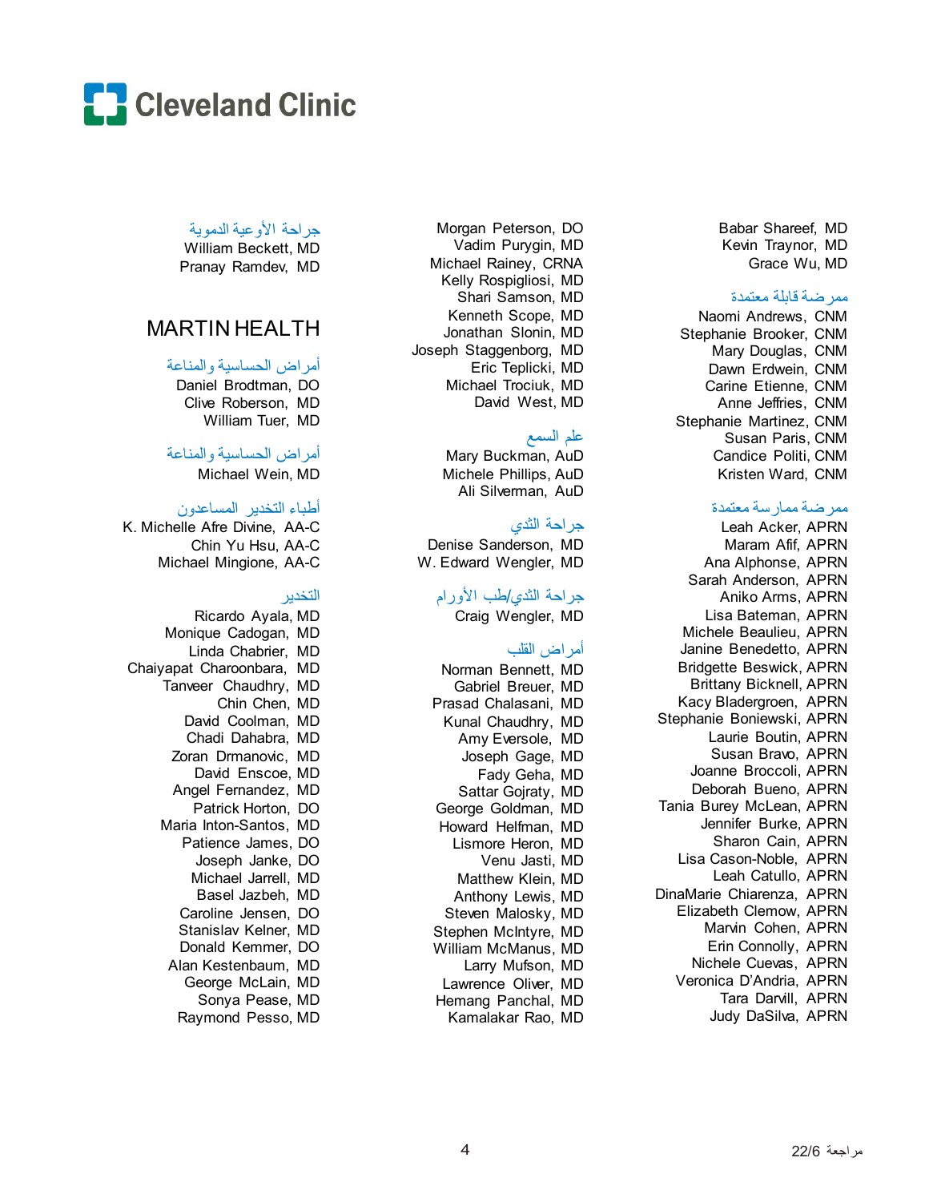# Cleveland Clinic

Babar Shareef, MD
Kevin Traynor, MD
Grace Wu, MD

### ممرضة قابلة معتمدة

Naomi Andrews, CNM
Stephanie Brooker, CNM
Mary Douglas, CNM
Dawn Erdwein, CNM
Carine Etienne, CNM
Anne Jeffries, CNM
Stephanie Martinez, CNM
Susan Paris, CNM
Candice Politi, CNM
Kristen Ward, CNM

### ممرضة ممارسة معتمدة

Leah Acker, APRN
Maram Afif, APRN
Ana Alphonse, APRN
Sarah Anderson, APRN
Aniko Arms, APRN
Lisa Bateman, APRN
Michele Beaulieu, APRN
Janine Benedetto, APRN
Bridgette Beswick, APRN
Brittany Bicknell, APRN
Kacy Bladergroen, APRN
Stephanie Boniewski, APRN
Laurie Boutin, APRN
Susan Bravo, APRN
Joanne Broccoli, APRN
Deborah Bueno, APRN
Tania Burey McLean, APRN
Jennifer Burke, APRN
Sharon Cain, APRN
Lisa Cason-Noble, APRN
Leah Catullo, APRN
DinaMarie Chiarenza, APRN
Elizabeth Clemow, APRN
Marvin Cohen, APRN
Erin Connolly, APRN
Nichele Cuevas, APRN
Veronica D'Andria, APRN
Tara Darvill, APRN
Judy DaSilva, APRN

Morgan Peterson, DO
Vadim Purygin, MD
Michael Rainey, CRNA
Kelly Rospigliosi, MD
Shari Samson, MD
Kenneth Scope, MD
Jonathan Slonin, MD
Joseph Staggenborg, MD
Eric Teplicki, MD
Michael Trociuk, MD
David West, MD

### علم السمع

Mary Buckman, AuD
Michele Phillips, AuD
Ali Silverman, AuD

### جراحة الثدي

Denise Sanderson, MD
W. Edward Wengler, MD

### جراحة الثدي/طب الأورام

Craig Wengler, MD

### أمراض القلب

Norman Bennett, MD
Gabriel Breuer, MD
Prasad Chalasani, MD
Kunal Chaudhry, MD
Amy Eversole, MD
Joseph Gage, MD
Fady Geha, MD
Sattar Gojraty, MD
George Goldman, MD
Howard Helfman, MD
Lismore Heron, MD
Venu Jasti, MD
Matthew Klein, MD
Anthony Lewis, MD
Steven Malosky, MD
Stephen McIntyre, MD
William McManus, MD
Larry Mufson, MD
Lawrence Oliver, MD
Hemang Panchal, MD
Kamalakar Rao, MD

### جراحة الأوعية الدموية

William Beckett, MD
Pranay Ramdev, MD

## MARTIN HEALTH

### أمراض الحساسية والمناعة

Daniel Brodtman, DO
Clive Roberson, MD
William Tuer, MD

### أمراض الحساسية والمناعة

Michael Wein, MD

### أطباء التخدير المساعدون

K. Michelle Afre Divine, AA-C
Chin Yu Hsu, AA-C
Michael Mingione, AA-C

### التخدير

Ricardo Ayala, MD
Monique Cadogan, MD
Linda Chabrier, MD
Chaiyapat Charoonbara, MD
Tanveer Chaudhry, MD
Chin Chen, MD
David Coolman, MD
Chadi Dahabra, MD
Zoran Drmanovic, MD
David Enscoe, MD
Angel Fernandez, MD
Patrick Horton, DO
Maria Inton-Santos, MD
Patience James, DO
Joseph Janke, DO
Michael Jarrell, MD
Basel Jazbeh, MD
Caroline Jensen, DO
Stanislav Kelner, MD
Donald Kemmer, DO
Alan Kestenbaum, MD
George McLain, MD
Sonya Pease, MD
Raymond Pesso, MD

مراجعة 22/6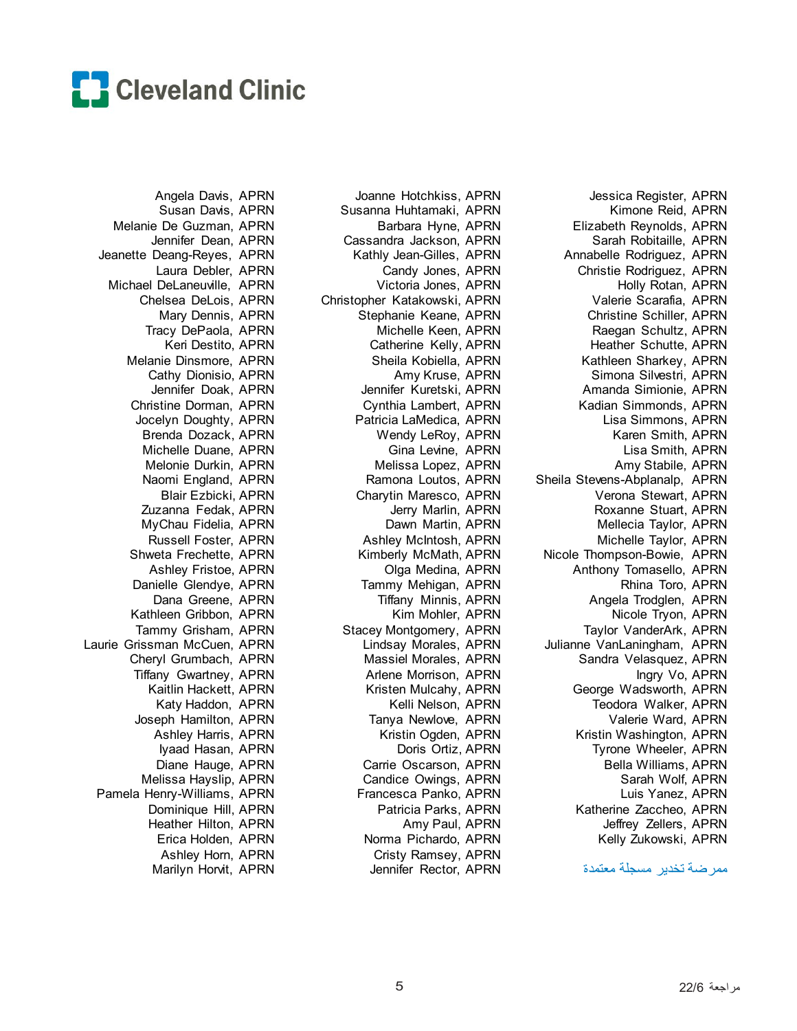Cleveland Clinic

Angela Davis, APRN
Susan Davis, APRN
Melanie De Guzman, APRN
Jennifer Dean, APRN
Jeanette Deang-Reyes, APRN
Laura Debler, APRN
Michael DeLaneuville, APRN
Chelsea DeLois, APRN
Mary Dennis, APRN
Tracy DePaola, APRN
Keri Destito, APRN
Melanie Dinsmore, APRN
Cathy Dionisio, APRN
Jennifer Doak, APRN
Christine Dorman, APRN
Jocelyn Doughty, APRN
Brenda Dozack, APRN
Michelle Duane, APRN
Melonie Durkin, APRN
Naomi England, APRN
Blair Ezbicki, APRN
Zuzanna Fedak, APRN
MyChau Fidelia, APRN
Russell Foster, APRN
Shweta Frechette, APRN
Ashley Fristoe, APRN
Danielle Glendye, APRN
Dana Greene, APRN
Kathleen Gribbon, APRN
Tammy Grisham, APRN
Laurie Grissman McCuen, APRN
Cheryl Grumbach, APRN
Tiffany Gwartney, APRN
Kaitlin Hackett, APRN
Katy Haddon, APRN
Joseph Hamilton, APRN
Ashley Harris, APRN
Iyaad Hasan, APRN
Diane Hauge, APRN
Melissa Hayslip, APRN
Pamela Henry-Williams, APRN
Dominique Hill, APRN
Heather Hilton, APRN
Erica Holden, APRN
Ashley Horn, APRN
Marilyn Horvit, APRN

Joanne Hotchkiss, APRN
Susanna Huhtamaki, APRN
Barbara Hyne, APRN
Cassandra Jackson, APRN
Kathly Jean-Gilles, APRN
Candy Jones, APRN
Victoria Jones, APRN
Christopher Katakowski, APRN
Stephanie Keane, APRN
Michelle Keen, APRN
Catherine Kelly, APRN
Sheila Kobiella, APRN
Amy Kruse, APRN
Jennifer Kuretski, APRN
Cynthia Lambert, APRN
Patricia LaMedica, APRN
Wendy LeRoy, APRN
Gina Levine, APRN
Melissa Lopez, APRN
Ramona Loutos, APRN
Charytin Maresco, APRN
Jerry Marlin, APRN
Dawn Martin, APRN
Ashley McIntosh, APRN
Kimberly McMath, APRN
Olga Medina, APRN
Tammy Mehigan, APRN
Tiffany Minnis, APRN
Kim Mohler, APRN
Stacey Montgomery, APRN
Lindsay Morales, APRN
Massiel Morales, APRN
Arlene Morrison, APRN
Kristen Mulcahy, APRN
Kelli Nelson, APRN
Tanya Newlove, APRN
Kristin Ogden, APRN
Doris Ortiz, APRN
Carrie Oscarson, APRN
Candice Owings, APRN
Francesca Panko, APRN
Patricia Parks, APRN
Amy Paul, APRN
Norma Pichardo, APRN
Cristy Ramsey, APRN
Jennifer Rector, APRN

Jessica Register, APRN
Kimone Reid, APRN
Elizabeth Reynolds, APRN
Sarah Robitaille, APRN
Annabelle Rodriguez, APRN
Christie Rodriguez, APRN
Holly Rotan, APRN
Valerie Scarafia, APRN
Christine Schiller, APRN
Raegan Schultz, APRN
Heather Schutte, APRN
Kathleen Sharkey, APRN
Simona Silvestri, APRN
Amanda Simionie, APRN
Kadian Simmonds, APRN
Lisa Simmons, APRN
Karen Smith, APRN
Lisa Smith, APRN
Amy Stabile, APRN
Sheila Stevens-Abplanalp, APRN
Verona Stewart, APRN
Roxanne Stuart, APRN
Mellecia Taylor, APRN
Michelle Taylor, APRN
Nicole Thompson-Bowie, APRN
Anthony Tomasello, APRN
Rhina Toro, APRN
Angela Trodglen, APRN
Nicole Tryon, APRN
Taylor VanderArk, APRN
Julianne VanLaningham, APRN
Sandra Velasquez, APRN
Ingry Vo, APRN
George Wadsworth, APRN
Teodora Walker, APRN
Valerie Ward, APRN
Kristin Washington, APRN
Tyrone Wheeler, APRN
Bella Williams, APRN
Sarah Wolf, APRN
Luis Yanez, APRN
Katherine Zaccheo, APRN
Jeffrey Zellers, APRN
Kelly Zukowski, APRN

ممرضة تخدير مسجلة معتمدة

مراجعة 22/6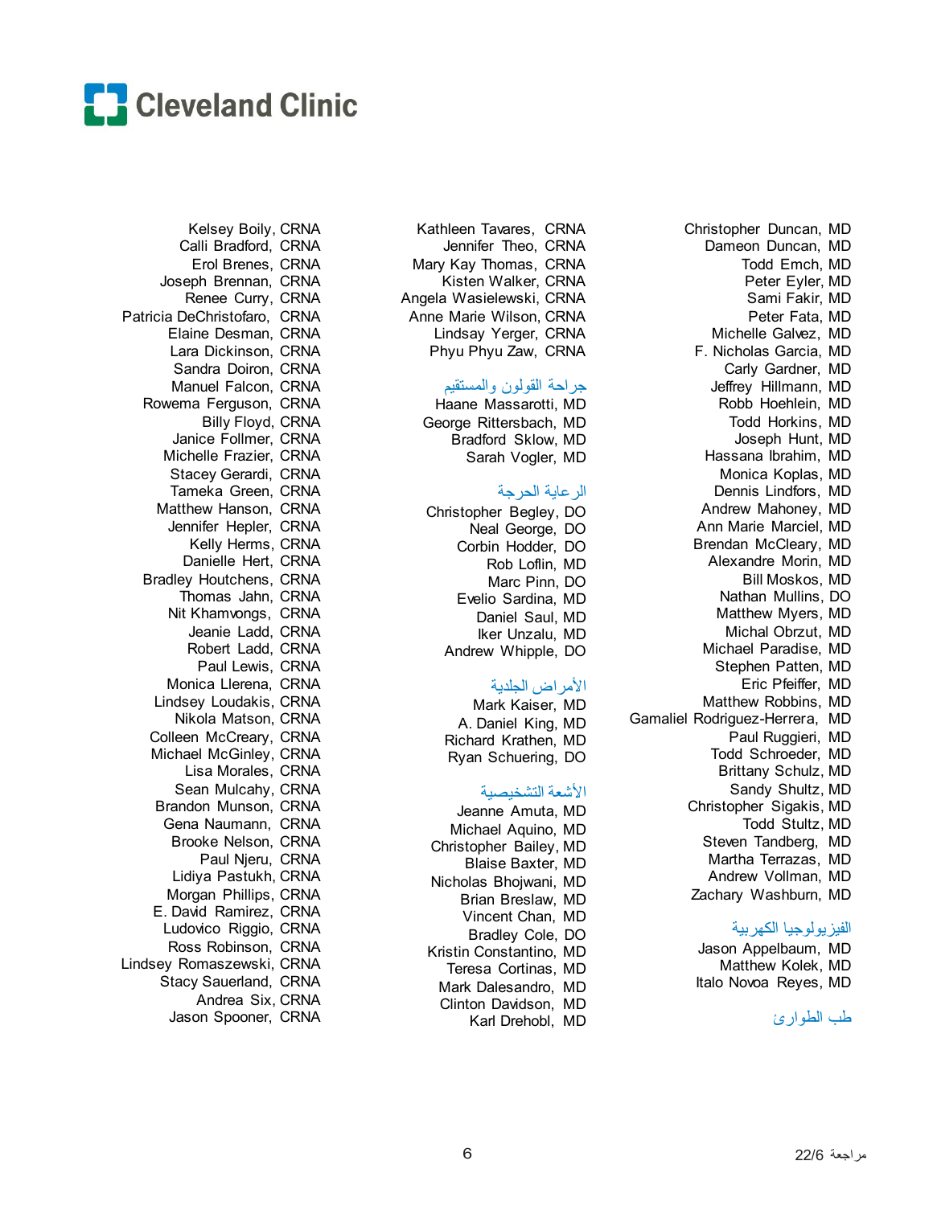Cleveland Clinic

Kelsey Boily, CRNA
Calli Bradford, CRNA
Erol Brenes, CRNA
Joseph Brennan, CRNA
Renee Curry, CRNA
Patricia DeChristofaro, CRNA
Elaine Desman, CRNA
Lara Dickinson, CRNA
Sandra Doiron, CRNA
Manuel Falcon, CRNA
Rowema Ferguson, CRNA
Billy Floyd, CRNA
Janice Follmer, CRNA
Michelle Frazier, CRNA
Stacey Gerardi, CRNA
Tameka Green, CRNA
Matthew Hanson, CRNA
Jennifer Hepler, CRNA
Kelly Herms, CRNA
Danielle Hert, CRNA
Bradley Houtchens, CRNA
Thomas Jahn, CRNA
Nit Khamvongs, CRNA
Jeanie Ladd, CRNA
Robert Ladd, CRNA
Paul Lewis, CRNA
Monica Llerena, CRNA
Lindsey Loudakis, CRNA
Nikola Matson, CRNA
Colleen McCreary, CRNA
Michael McGinley, CRNA
Lisa Morales, CRNA
Sean Mulcahy, CRNA
Brandon Munson, CRNA
Gena Naumann, CRNA
Brooke Nelson, CRNA
Paul Njeru, CRNA
Lidiya Pastukh, CRNA
Morgan Phillips, CRNA
E. David Ramirez, CRNA
Ludovico Riggio, CRNA
Ross Robinson, CRNA
Lindsey Romaszewski, CRNA
Stacy Sauerland, CRNA
Andrea Six, CRNA
Jason Spooner, CRNA
Kathleen Tavares, CRNA
Jennifer Theo, CRNA
Mary Kay Thomas, CRNA
Kisten Walker, CRNA
Angela Wasielewski, CRNA
Anne Marie Wilson, CRNA
Lindsay Yerger, CRNA
Phyu Phyu Zaw, CRNA

### جراحة القولون والمستقيم

Haane Massarotti, MD
George Rittersbach, MD
Bradford Sklow, MD
Sarah Vogler, MD

### الرعاية الحرجة

Christopher Begley, DO
Neal George, DO
Corbin Hodder, DO
Rob Loflin, MD
Marc Pinn, DO
Evelio Sardina, MD
Daniel Saul, MD
Iker Unzalu, MD
Andrew Whipple, DO

### الأمراض الجلدية

Mark Kaiser, MD
A. Daniel King, MD
Richard Krathen, MD
Ryan Schuering, DO

### الأشعة التشخيصية

Jeanne Amuta, MD
Michael Aquino, MD
Christopher Bailey, MD
Blaise Baxter, MD
Nicholas Bhojwani, MD
Brian Breslaw, MD
Vincent Chan, MD
Bradley Cole, DO
Kristin Constantino, MD
Teresa Cortinas, MD
Mark Dalesandro, MD
Clinton Davidson, MD
Karl Drehobl, MD
Christopher Duncan, MD
Dameon Duncan, MD
Todd Emch, MD
Peter Eyler, MD
Sami Fakir, MD
Peter Fata, MD
Michelle Galvez, MD
F. Nicholas Garcia, MD
Carly Gardner, MD
Jeffrey Hillmann, MD
Robb Hoehlein, MD
Todd Horkins, MD
Joseph Hunt, MD
Hassana Ibrahim, MD
Monica Koplas, MD
Dennis Lindfors, MD
Andrew Mahoney, MD
Ann Marie Marciel, MD
Brendan McCleary, MD
Alexandre Morin, MD
Bill Moskos, MD
Nathan Mullins, DO
Matthew Myers, MD
Michal Obrzut, MD
Michael Paradise, MD
Stephen Patten, MD
Eric Pfeiffer, MD
Matthew Robbins, MD
Gamaliel Rodriguez-Herrera, MD
Paul Ruggieri, MD
Todd Schroeder, MD
Brittany Schulz, MD
Sandy Shultz, MD
Christopher Sigakis, MD
Todd Stultz, MD
Steven Tandberg, MD
Martha Terrazas, MD
Andrew Vollman, MD
Zachary Washburn, MD

### الفيزيولوجيا الكهربية

Jason Appelbaum, MD
Matthew Kolek, MD
Italo Novoa Reyes, MD

### طب الطوارئ

مراجعة 22/6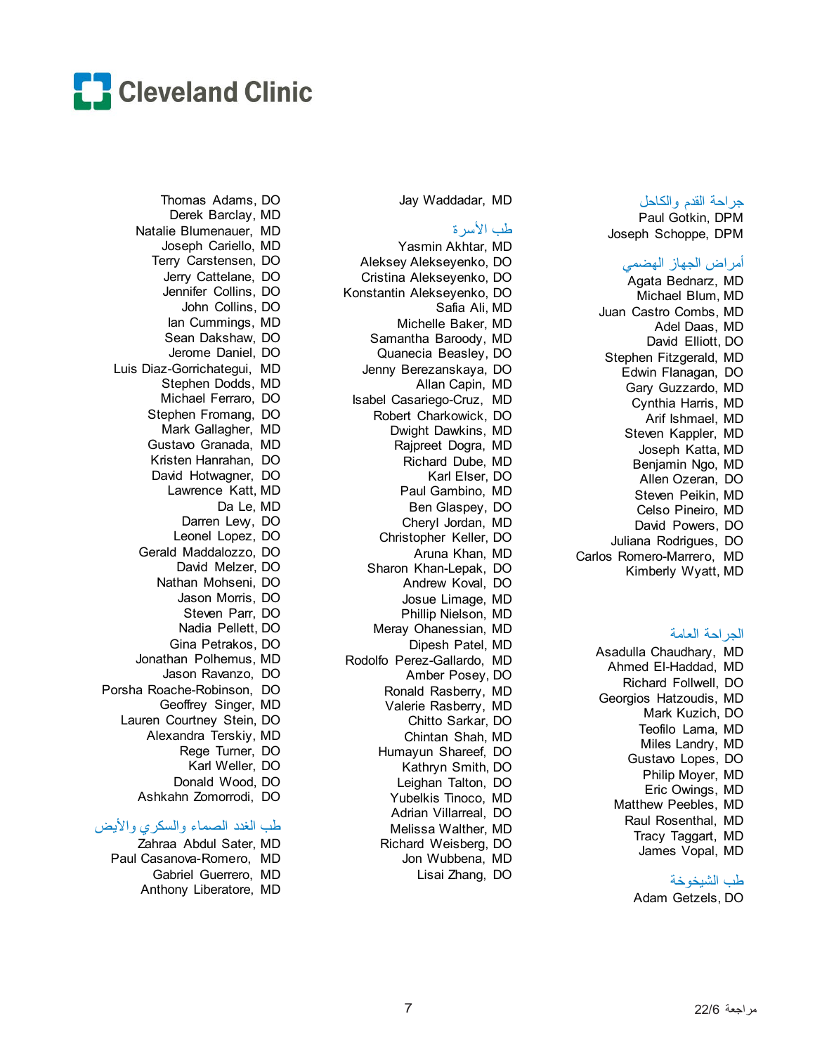Cleveland Clinic

## جراحة القدم والكاحل

Paul Gotkin, DPM
Joseph Schoppe, DPM

## أمراض الجهاز الهضمي

Agata Bednarz, MD
Michael Blum, MD
Juan Castro Combs, MD
Adel Daas, MD
David Elliott, DO
Stephen Fitzgerald, MD
Edwin Flanagan, DO
Gary Guzzardo, MD
Cynthia Harris, MD
Arif Ishmael, MD
Steven Kappler, MD
Joseph Katta, MD
Benjamin Ngo, MD
Allen Ozeran, DO
Steven Peikin, MD
Celso Pineiro, MD
David Powers, DO
Juliana Rodrigues, DO
Carlos Romero-Marrero, MD
Kimberly Wyatt, MD

## الجراحة العامة

Asadulla Chaudhary, MD
Ahmed El-Haddad, MD
Richard Follwell, DO
Georgios Hatzoudis, MD
Mark Kuzich, DO
Teofilo Lama, MD
Miles Landry, MD
Gustavo Lopes, DO
Philip Moyer, MD
Eric Owings, MD
Matthew Peebles, MD
Raul Rosenthal, MD
Tracy Taggart, MD
James Vopal, MD

## طب الشيخوخة

Adam Getzels, DO

Jay Waddadar, MD

## طب الأسرة

Yasmin Akhtar, MD
Aleksey Alekseyenko, DO
Cristina Alekseyenko, DO
Konstantin Alekseyenko, DO
Safia Ali, MD
Michelle Baker, MD
Samantha Baroody, MD
Quanecia Beasley, DO
Jenny Berezanskaya, DO
Allan Capin, MD
Isabel Casariego-Cruz, MD
Robert Charkowick, DO
Dwight Dawkins, MD
Rajpreet Dogra, MD
Richard Dube, MD
Karl Elser, DO
Paul Gambino, MD
Ben Glaspey, DO
Cheryl Jordan, MD
Christopher Keller, DO
Aruna Khan, MD
Sharon Khan-Lepak, DO
Andrew Koval, DO
Josue Limage, MD
Phillip Nielson, MD
Meray Ohanessian, MD
Dipesh Patel, MD
Rodolfo Perez-Gallardo, MD
Amber Posey, DO
Ronald Rasberry, MD
Valerie Rasberry, MD
Chitto Sarkar, DO
Chintan Shah, MD
Humayun Shareef, DO
Kathryn Smith, DO
Leighan Talton, DO
Yubelkis Tinoco, MD
Adrian Villarreal, DO
Melissa Walther, MD
Richard Weisberg, DO
Jon Wubbena, MD
Lisai Zhang, DO

Thomas Adams, DO
Derek Barclay, MD
Natalie Blumenauer, MD
Joseph Cariello, MD
Terry Carstensen, DO
Jerry Cattelane, DO
Jennifer Collins, DO
John Collins, DO
Ian Cummings, MD
Sean Dakshaw, DO
Jerome Daniel, DO
Luis Diaz-Gorrichategui, MD
Stephen Dodds, MD
Michael Ferraro, DO
Stephen Fromang, DO
Mark Gallagher, MD
Gustavo Granada, MD
Kristen Hanrahan, DO
David Hotwagner, DO
Lawrence Katt, MD
Da Le, MD
Darren Levy, DO
Leonel Lopez, DO
Gerald Maddalozzo, DO
David Melzer, DO
Nathan Mohseni, DO
Jason Morris, DO
Steven Parr, DO
Nadia Pellett, DO
Gina Petrakos, DO
Jonathan Polhemus, MD
Jason Ravanzo, DO
Porsha Roache-Robinson, DO
Geoffrey Singer, MD
Lauren Courtney Stein, DO
Alexandra Terskiy, MD
Rege Turner, DO
Karl Weller, DO
Donald Wood, DO
Ashkahn Zomorrodi, DO

## طب الغدد الصماء والسكري والأيض

Zahraa Abdul Sater, MD
Paul Casanova-Romero, MD
Gabriel Guerrero, MD
Anthony Liberatore, MD

مراجعة 22/6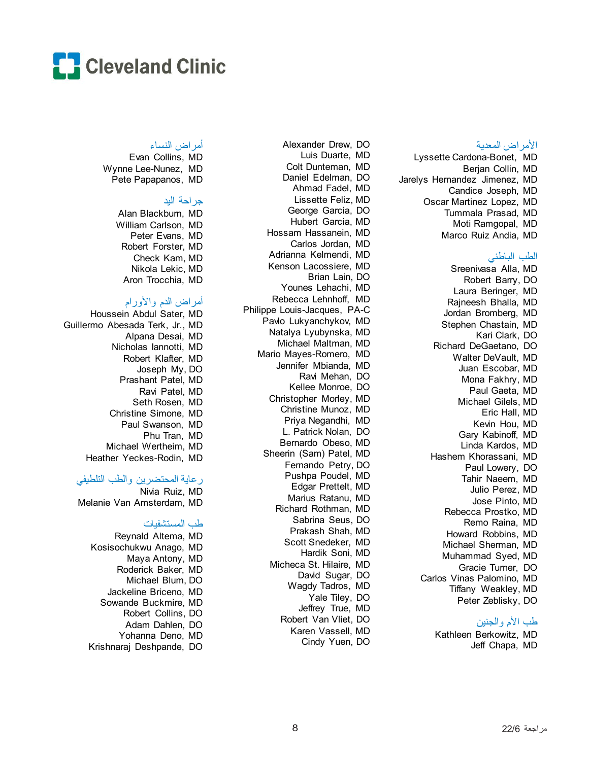Cleveland Clinic

## أمراض النساء

Evan Collins, MD
Wynne Lee-Nunez, MD
Pete Papapanos, MD

## جراحة اليد

Alan Blackburn, MD
William Carlson, MD
Peter Evans, MD
Robert Forster, MD
Check Kam, MD
Nikola Lekic, MD
Aron Trocchia, MD

## أمراض الدم والأورام

Houssein Abdul Sater, MD
Guillermo Abesada Terk, Jr., MD
Alpana Desai, MD
Nicholas Iannotti, MD
Robert Klafter, MD
Joseph My, DO
Prashant Patel, MD
Ravi Patel, MD
Seth Rosen, MD
Christine Simone, MD
Paul Swanson, MD
Phu Tran, MD
Michael Wertheim, MD
Heather Yeckes-Rodin, MD

## رعاية المحتضرين والطب التلطيفي

Nivia Ruiz, MD
Melanie Van Amsterdam, MD

## طب المستشفيات

Reynald Altema, MD
Kosisochukwu Anago, MD
Maya Antony, MD
Roderick Baker, MD
Michael Blum, DO
Jackeline Briceno, MD
Sowande Buckmire, MD
Robert Collins, DO
Adam Dahlen, DO
Yohanna Deno, MD
Krishnaraj Deshpande, DO
Alexander Drew, DO
Luis Duarte, MD
Colt Dunteman, MD
Daniel Edelman, DO
Ahmad Fadel, MD
Lissette Feliz, MD
George Garcia, DO
Hubert Garcia, MD
Hossam Hassanein, MD
Carlos Jordan, MD
Adrianna Kelmendi, MD
Kenson Lacossiere, MD
Brian Lain, DO
Younes Lehachi, MD
Rebecca Lehnhoff, MD
Philippe Louis-Jacques, PA-C
Pavlo Lukyanchykov, MD
Natalya Lyubynska, MD
Michael Maltman, MD
Mario Mayes-Romero, MD
Jennifer Mbianda, MD
Ravi Mehan, DO
Kellee Monroe, DO
Christopher Morley, MD
Christine Munoz, MD
Priya Negandhi, MD
L. Patrick Nolan, DO
Bernardo Obeso, MD
Sheerin (Sam) Patel, MD
Fernando Petry, DO
Pushpa Poudel, MD
Edgar Prettelt, MD
Marius Ratanu, MD
Richard Rothman, MD
Sabrina Seus, DO
Prakash Shah, MD
Scott Snedeker, MD
Hardik Soni, MD
Micheca St. Hilaire, MD
David Sugar, DO
Wagdy Tadros, MD
Yale Tiley, DO
Jeffrey True, MD
Robert Van Vliet, DO
Karen Vassell, MD
Cindy Yuen, DO

## الأمراض المعدية

Lyssette Cardona-Bonet, MD
Berjan Collin, MD
Jarelys Hernandez Jimenez, MD
Candice Joseph, MD
Oscar Martinez Lopez, MD
Tummala Prasad, MD
Moti Ramgopal, MD
Marco Ruiz Andia, MD

## الطب الباطني

Sreenivasa Alla, MD
Robert Barry, DO
Laura Beringer, MD
Rajneesh Bhalla, MD
Jordan Bromberg, MD
Stephen Chastain, MD
Kari Clark, DO
Richard DeGaetano, DO
Walter DeVault, MD
Juan Escobar, MD
Mona Fakhry, MD
Paul Gaeta, MD
Michael Gilels, MD
Eric Hall, MD
Kevin Hou, MD
Gary Kabinoff, MD
Linda Kardos, MD
Hashem Khorassani, MD
Paul Lowery, DO
Tahir Naeem, MD
Julio Perez, MD
Jose Pinto, MD
Rebecca Prostko, MD
Remo Raina, MD
Howard Robbins, MD
Michael Sherman, MD
Muhammad Syed, MD
Gracie Turner, DO
Carlos Vinas Palomino, MD
Tiffany Weakley, MD
Peter Zeblisky, DO

## طب الأم والجنين

Kathleen Berkowitz, MD
Jeff Chapa, MD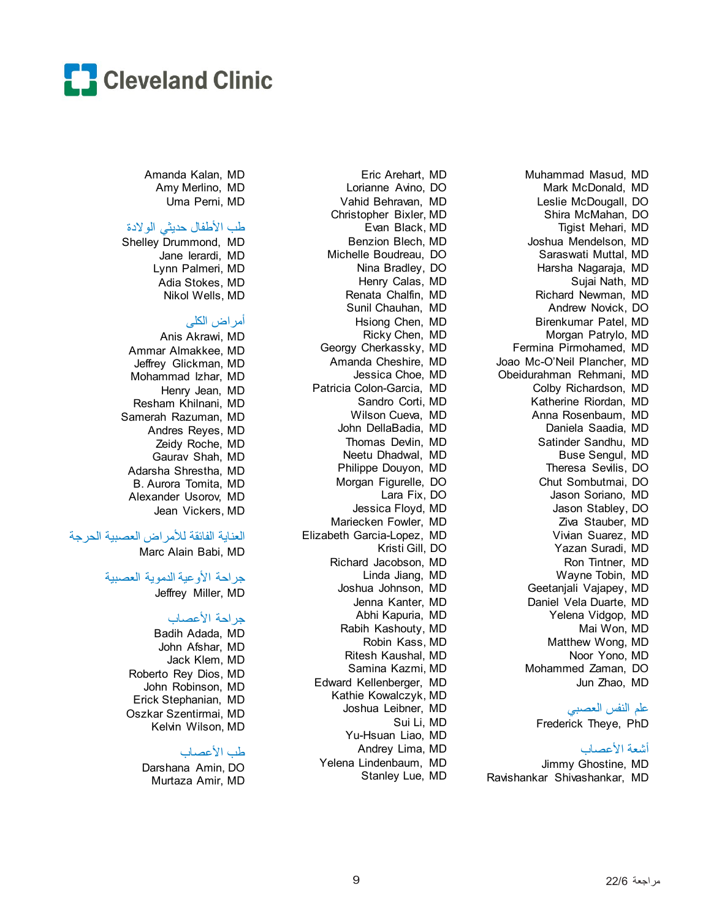Cleveland Clinic

Amanda Kalan, MD
Amy Merlino, MD
Uma Perni, MD

### طب الأطفال حديثي الولادة

Shelley Drummond, MD
Jane Ierardi, MD
Lynn Palmeri, MD
Adia Stokes, MD
Nikol Wells, MD

### أمراض الكلى

Anis Akrawi, MD
Ammar Almakkee, MD
Jeffrey Glickman, MD
Mohammad Izhar, MD
Henry Jean, MD
Resham Khilnani, MD
Samerah Razuman, MD
Andres Reyes, MD
Zeidy Roche, MD
Gaurav Shah, MD
Adarsha Shrestha, MD
B. Aurora Tomita, MD
Alexander Usorov, MD
Jean Vickers, MD

### العناية الفائقة للأمراض العصبية الحرجة

Marc Alain Babi, MD

### جراحة الأوعية الدموية العصبية

Jeffrey Miller, MD

### جراحة الأعصاب

Badih Adada, MD
John Afshar, MD
Jack Klem, MD
Roberto Rey Dios, MD
John Robinson, MD
Erick Stephanian, MD
Oszkar Szentirmai, MD
Kelvin Wilson, MD

### طب الأعصاب

Darshana Amin, DO
Murtaza Amir, MD
Eric Arehart, MD
Lorianne Avino, DO
Vahid Behravan, MD
Christopher Bixler, MD
Evan Black, MD
Benzion Blech, MD
Michelle Boudreau, DO
Nina Bradley, DO
Henry Calas, MD
Renata Chalfin, MD
Sunil Chauhan, MD
Hsiong Chen, MD
Ricky Chen, MD
Georgy Cherkassky, MD
Amanda Cheshire, MD
Jessica Choe, MD
Patricia Colon-Garcia, MD
Sandro Corti, MD
Wilson Cueva, MD
John DellaBadia, MD
Thomas Devlin, MD
Neetu Dhadwal, MD
Philippe Douyon, MD
Morgan Figurelle, DO
Lara Fix, DO
Jessica Floyd, MD
Mariecken Fowler, MD
Elizabeth Garcia-Lopez, MD
Kristi Gill, DO
Richard Jacobson, MD
Linda Jiang, MD
Joshua Johnson, MD
Jenna Kanter, MD
Abhi Kapuria, MD
Rabih Kashouty, MD
Robin Kass, MD
Ritesh Kaushal, MD
Samina Kazmi, MD
Edward Kellenberger, MD
Kathie Kowalczyk, MD
Joshua Leibner, MD
Sui Li, MD
Yu-Hsuan Liao, MD
Andrey Lima, MD
Yelena Lindenbaum, MD
Stanley Lue, MD
Muhammad Masud, MD
Mark McDonald, MD
Leslie McDougall, DO
Shira McMahan, DO
Tigist Mehari, MD
Joshua Mendelson, MD
Saraswati Muttal, MD
Harsha Nagaraja, MD
Sujai Nath, MD
Richard Newman, MD
Andrew Novick, DO
Birenkumar Patel, MD
Morgan Patrylo, MD
Fermina Pirmohamed, MD
Joao Mc-O'Neil Plancher, MD
Obeidurahman Rehmani, MD
Colby Richardson, MD
Katherine Riordan, MD
Anna Rosenbaum, MD
Daniela Saadia, MD
Satinder Sandhu, MD
Buse Sengul, MD
Theresa Sevilis, DO
Chut Sombutmai, DO
Jason Soriano, MD
Jason Stabley, DO
Ziva Stauber, MD
Vivian Suarez, MD
Yazan Suradi, MD
Ron Tintner, MD
Wayne Tobin, MD
Geetanjali Vajapey, MD
Daniel Vela Duarte, MD
Yelena Vidgop, MD
Mai Won, MD
Matthew Wong, MD
Noor Yono, MD
Mohammed Zaman, DO
Jun Zhao, MD

### علم النفس العصبي

Frederick Theye, PhD

### أشعة الأعصاب

Jimmy Ghostine, MD
Ravishankar Shivashankar, MD

مراجعة 22/6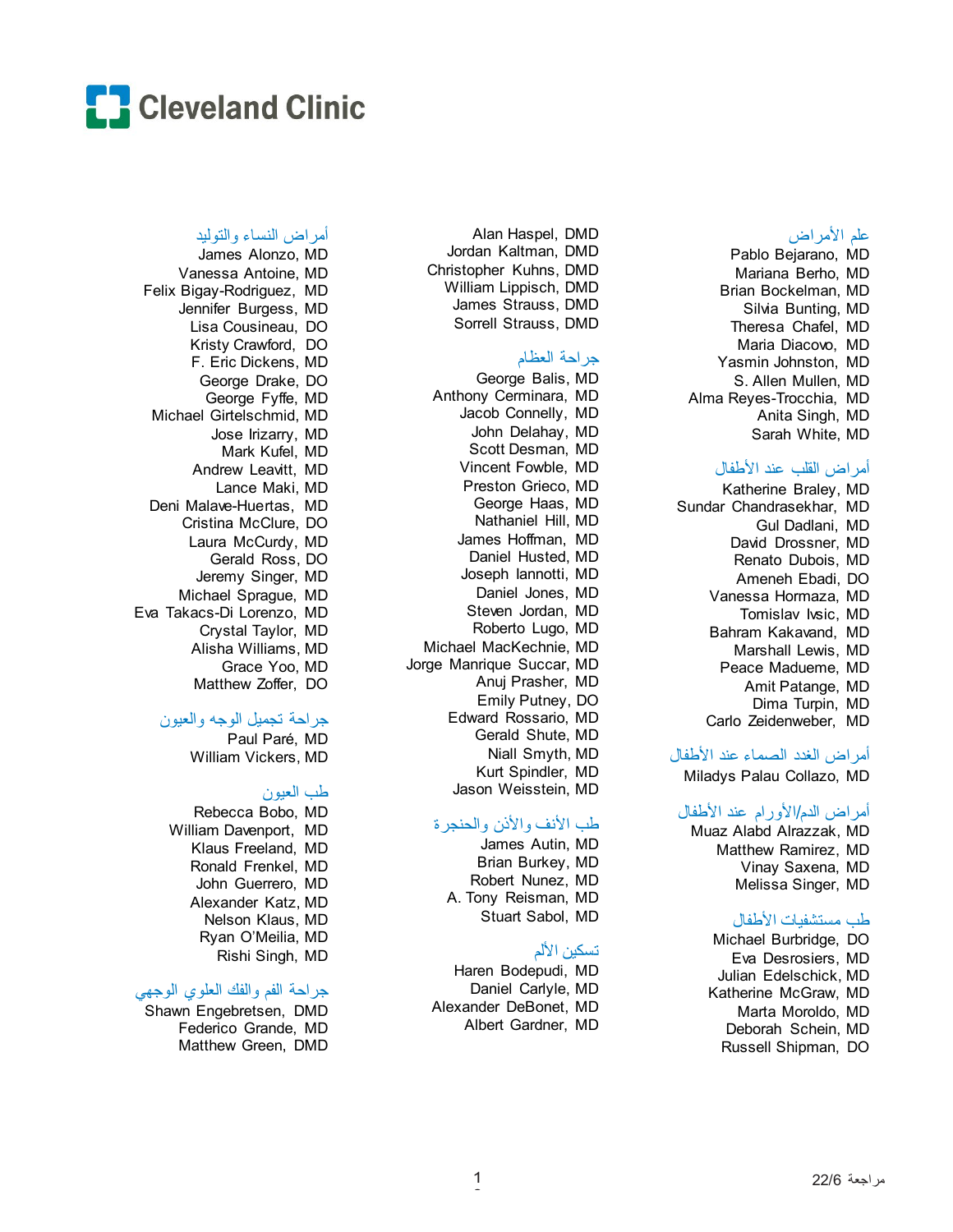# Cleveland Clinic

## علم الأمراض

Pablo Bejarano, MD
Mariana Berho, MD
Brian Bockelman, MD
Silvia Bunting, MD
Theresa Chafel, MD
Maria Diacovo, MD
Yasmin Johnston, MD
S. Allen Mullen, MD
Alma Reyes-Trocchia, MD
Anita Singh, MD
Sarah White, MD

## أمراض القلب عند الأطفال

Katherine Braley, MD
Sundar Chandrasekhar, MD
Gul Dadlani, MD
David Drossner, MD
Renato Dubois, MD
Ameneh Ebadi, DO
Vanessa Hormaza, MD
Tomislav Ivsic, MD
Bahram Kakavand, MD
Marshall Lewis, MD
Peace Madueme, MD
Amit Patange, MD
Dima Turpin, MD
Carlo Zeidenweber, MD

## أمراض الغدد الصماء عند الأطفال

Miladys Palau Collazo, MD

## أمراض الدم/الأورام عند الأطفال

Muaz Alabd Alrazzak, MD
Matthew Ramirez, MD
Vinay Saxena, MD
Melissa Singer, MD

## طب مستشفيات الأطفال

Michael Burbridge, DO
Eva Desrosiers, MD
Julian Edelschick, MD
Katherine McGraw, MD
Marta Moroldo, MD
Deborah Schein, MD
Russell Shipman, DO

Alan Haspel, DMD
Jordan Kaltman, DMD
Christopher Kuhns, DMD
William Lippisch, DMD
James Strauss, DMD
Sorrell Strauss, DMD

## جراحة العظام

George Balis, MD
Anthony Cerminara, MD
Jacob Connelly, MD
John Delahay, MD
Scott Desman, MD
Vincent Fowble, MD
Preston Grieco, MD
George Haas, MD
Nathaniel Hill, MD
James Hoffman, MD
Daniel Husted, MD
Joseph Iannotti, MD
Daniel Jones, MD
Steven Jordan, MD
Roberto Lugo, MD
Michael MacKechnie, MD
Jorge Manrique Succar, MD
Anuj Prasher, MD
Emily Putney, DO
Edward Rossario, MD
Gerald Shute, MD
Niall Smyth, MD
Kurt Spindler, MD
Jason Weisstein, MD

## طب الأنف والأذن والحنجرة

James Autin, MD
Brian Burkey, MD
Robert Nunez, MD
A. Tony Reisman, MD
Stuart Sabol, MD

## تسكين الألم

Haren Bodepudi, MD
Daniel Carlyle, MD
Alexander DeBonet, MD
Albert Gardner, MD

## أمراض النساء والتوليد

James Alonzo, MD
Vanessa Antoine, MD
Felix Bigay-Rodriguez, MD
Jennifer Burgess, MD
Lisa Cousineau, DO
Kristy Crawford, DO
F. Eric Dickens, MD
George Drake, DO
George Fyffe, MD
Michael Girtelschmid, MD
Jose Irizarry, MD
Mark Kufel, MD
Andrew Leavitt, MD
Lance Maki, MD
Deni Malave-Huertas, MD
Cristina McClure, DO
Laura McCurdy, MD
Gerald Ross, DO
Jeremy Singer, MD
Michael Sprague, MD
Eva Takacs-Di Lorenzo, MD
Crystal Taylor, MD
Alisha Williams, MD
Grace Yoo, MD
Matthew Zoffer, DO

## جراحة تجميل الوجه والعيون

Paul Paré, MD
William Vickers, MD

## طب العيون

Rebecca Bobo, MD
William Davenport, MD
Klaus Freeland, MD
Ronald Frenkel, MD
John Guerrero, MD
Alexander Katz, MD
Nelson Klaus, MD
Ryan O'Meilia, MD
Rishi Singh, MD

## جراحة الفم والفك العلوي الوجهي

Shawn Engebretsen, DMD
Federico Grande, MD
Matthew Green, DMD

مراجعة 22/6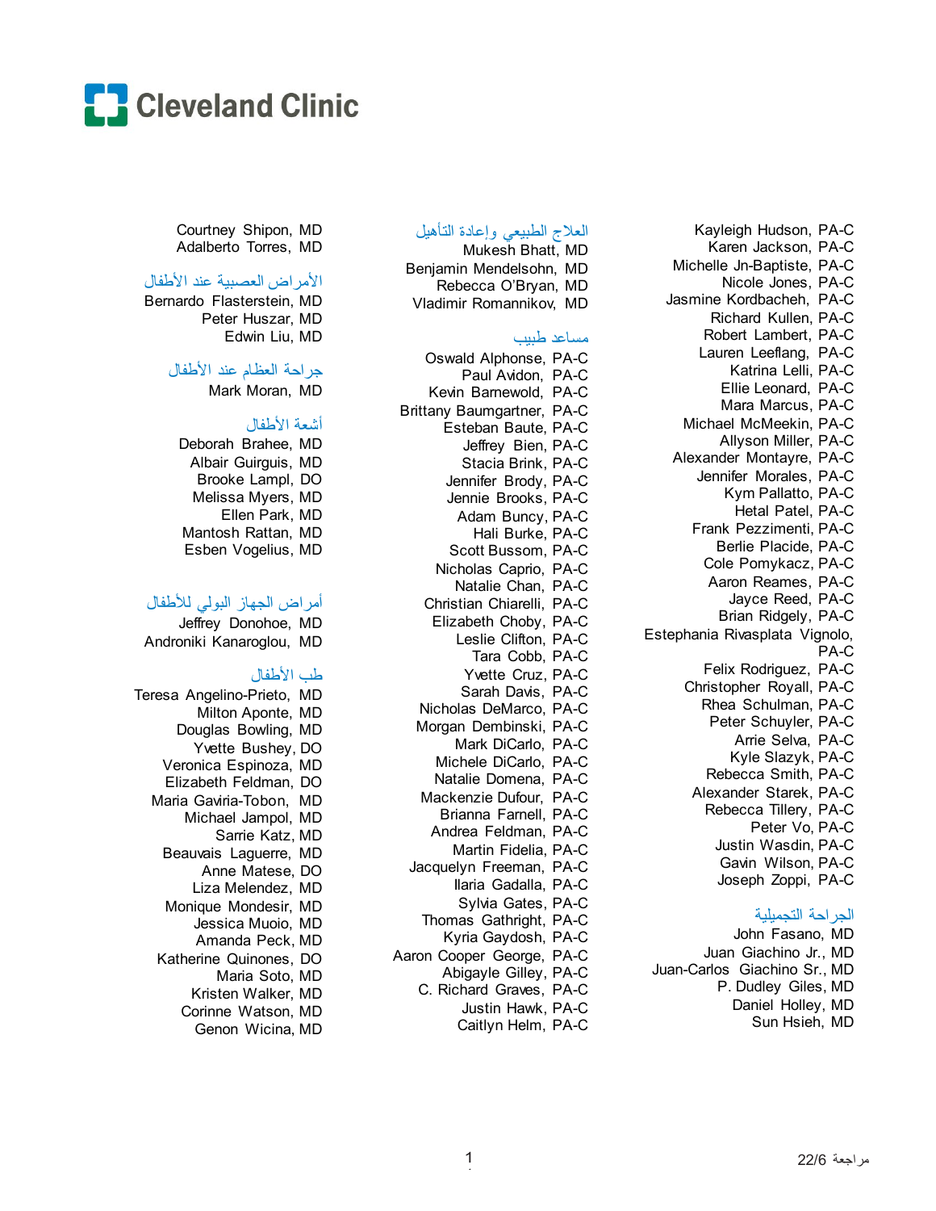Cleveland Clinic

Courtney Shipon, MD
Adalberto Torres, MD

### الأمراض العصبية عند الأطفال

Bernardo Flasterstein, MD
Peter Huszar, MD
Edwin Liu, MD

### جراحة العظام عند الأطفال

Mark Moran, MD

### أشعة الأطفال

Deborah Brahee, MD
Albair Guirguis, MD
Brooke Lampl, DO
Melissa Myers, MD
Ellen Park, MD
Mantosh Rattan, MD
Esben Vogelius, MD

### أمراض الجهاز البولي للأطفال

Jeffrey Donohoe, MD
Androniki Kanaroglou, MD

### طب الأطفال

Teresa Angelino-Prieto, MD
Milton Aponte, MD
Douglas Bowling, MD
Yvette Bushey, DO
Veronica Espinoza, MD
Elizabeth Feldman, DO
Maria Gaviria-Tobon, MD
Michael Jampol, MD
Sarrie Katz, MD
Beauvais Laguerre, MD
Anne Matese, DO
Liza Melendez, MD
Monique Mondesir, MD
Jessica Muoio, MD
Amanda Peck, MD
Katherine Quinones, DO
Maria Soto, MD
Kristen Walker, MD
Corinne Watson, MD
Genon Wicina, MD

### العلاج الطبيعي وإعادة التأهيل

Mukesh Bhatt, MD
Benjamin Mendelsohn, MD
Rebecca O'Bryan, MD
Vladimir Romannikov, MD

### مساعد طبيب

Oswald Alphonse, PA-C
Paul Avidon, PA-C
Kevin Barnewold, PA-C
Brittany Baumgartner, PA-C
Esteban Baute, PA-C
Jeffrey Bien, PA-C
Stacia Brink, PA-C
Jennifer Brody, PA-C
Jennie Brooks, PA-C
Adam Buncy, PA-C
Hali Burke, PA-C
Scott Bussom, PA-C
Nicholas Caprio, PA-C
Natalie Chan, PA-C
Christian Chiarelli, PA-C
Elizabeth Choby, PA-C
Leslie Clifton, PA-C
Tara Cobb, PA-C
Yvette Cruz, PA-C
Sarah Davis, PA-C
Nicholas DeMarco, PA-C
Morgan Dembinski, PA-C
Mark DiCarlo, PA-C
Michele DiCarlo, PA-C
Natalie Domena, PA-C
Mackenzie Dufour, PA-C
Brianna Farnell, PA-C
Andrea Feldman, PA-C
Martin Fidelia, PA-C
Jacquelyn Freeman, PA-C
Ilaria Gadalla, PA-C
Sylvia Gates, PA-C
Thomas Gathright, PA-C
Kyria Gaydosh, PA-C
Aaron Cooper George, PA-C
Abigayle Gilley, PA-C
C. Richard Graves, PA-C
Justin Hawk, PA-C
Caitlyn Helm, PA-C
Kayleigh Hudson, PA-C
Karen Jackson, PA-C
Michelle Jn-Baptiste, PA-C
Nicole Jones, PA-C
Jasmine Kordbacheh, PA-C
Richard Kullen, PA-C
Robert Lambert, PA-C
Lauren Leeflang, PA-C
Katrina Lelli, PA-C
Ellie Leonard, PA-C
Mara Marcus, PA-C
Michael McMeekin, PA-C
Allyson Miller, PA-C
Alexander Montayre, PA-C
Jennifer Morales, PA-C
Kym Pallatto, PA-C
Hetal Patel, PA-C
Frank Pezzimenti, PA-C
Berlie Placide, PA-C
Cole Pomykacz, PA-C
Aaron Reames, PA-C
Jayce Reed, PA-C
Brian Ridgely, PA-C
Estephania Rivasplata Vignolo, PA-C
Felix Rodriguez, PA-C
Christopher Royall, PA-C
Rhea Schulman, PA-C
Peter Schuyler, PA-C
Arrie Selva, PA-C
Kyle Slazyk, PA-C
Rebecca Smith, PA-C
Alexander Starek, PA-C
Rebecca Tillery, PA-C
Peter Vo, PA-C
Justin Wasdin, PA-C
Gavin Wilson, PA-C
Joseph Zoppi, PA-C

### الجراحة التجميلية

John Fasano, MD
Juan Giachino Jr., MD
Juan-Carlos Giachino Sr., MD
P. Dudley Giles, MD
Daniel Holley, MD
Sun Hsieh, MD

مراجعة 22/6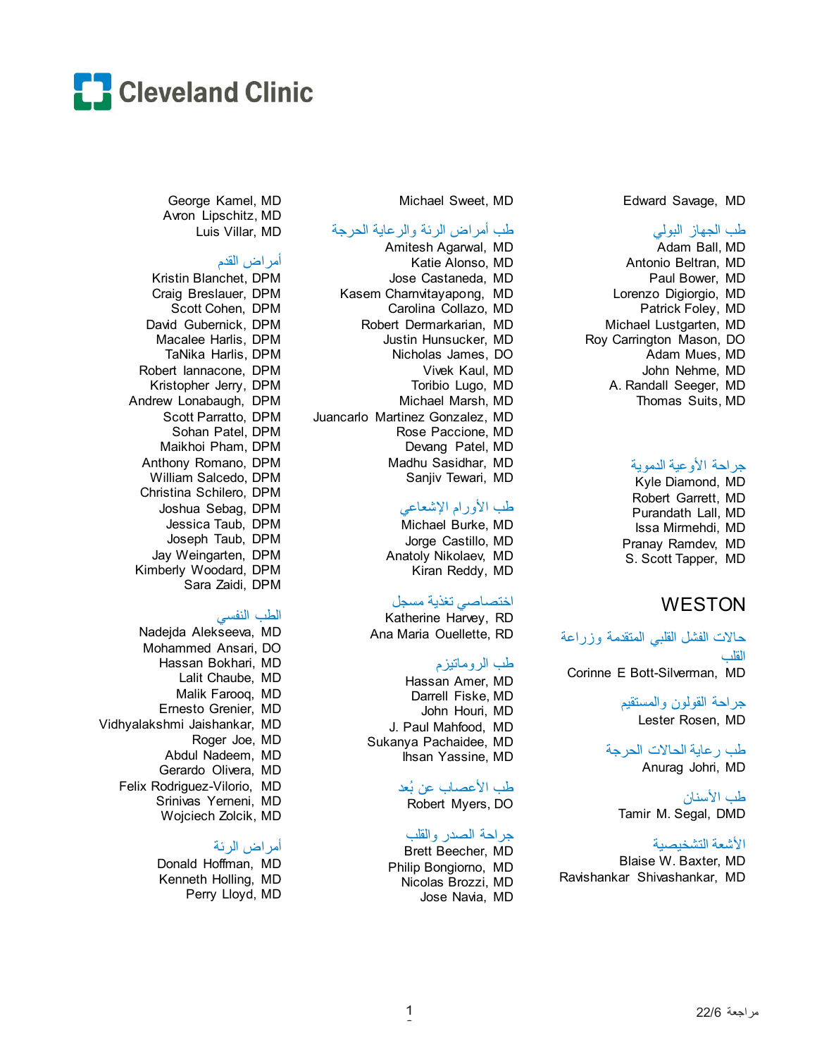Cleveland Clinic

George Kamel, MD
Avron Lipschitz, MD
Luis Villar, MD

### أمراض القدم

Kristin Blanchet, DPM
Craig Breslauer, DPM
Scott Cohen, DPM
David Gubernick, DPM
Macalee Harlis, DPM
TaNika Harlis, DPM
Robert Iannacone, DPM
Kristopher Jerry, DPM
Andrew Lonabaugh, DPM
Scott Parratto, DPM
Sohan Patel, DPM
Maikhoi Pham, DPM
Anthony Romano, DPM
William Salcedo, DPM
Christina Schilero, DPM
Joshua Sebag, DPM
Jessica Taub, DPM
Joseph Taub, DPM
Jay Weingarten, DPM
Kimberly Woodard, DPM
Sara Zaidi, DPM

### الطب النفسي

Nadejda Alekseeva, MD
Mohammed Ansari, DO
Hassan Bokhari, MD
Lalit Chaube, MD
Malik Farooq, MD
Ernesto Grenier, MD
Vidhyalakshmi Jaishankar, MD
Roger Joe, MD
Abdul Nadeem, MD
Gerardo Olivera, MD
Felix Rodriguez-Viloria, MD
Srinivas Yerneni, MD
Wojciech Zolcik, MD

### أمراض الرئة

Donald Hoffman, MD
Kenneth Holling, MD
Perry Lloyd, MD

Michael Sweet, MD

### طب أمراض الرئة والرعاية الحرجة

Amitesh Agarwal, MD
Katie Alonso, MD
Jose Castaneda, MD
Kasem Charnvitayapong, MD
Carolina Collazo, MD
Robert Dermarkarian, MD
Justin Hunsucker, MD
Nicholas James, DO
Vivek Kaul, MD
Toribio Lugo, MD
Michael Marsh, MD
Juancarlo Martinez Gonzalez, MD
Rose Paccione, MD
Devang Patel, MD
Madhu Sasidhar, MD
Sanjiv Tewari, MD

### طب الأورام الإشعاعي

Michael Burke, MD
Jorge Castillo, MD
Anatoly Nikolaev, MD
Kiran Reddy, MD

### اختصاصي تغذية مسجل

Katherine Harvey, RD
Ana Maria Ouellette, RD

### طب الروماتيزم

Hassan Amer, MD
Darrell Fiske, MD
John Houri, MD
J. Paul Mahfood, MD
Sukanya Pachaidee, MD
Ihsan Yassine, MD

### طب الأعصاب عن بُعد

Robert Myers, DO

### جراحة الصدر والقلب

Brett Beecher, MD
Philip Bongiorno, MD
Nicolas Brozzi, MD
Jose Navia, MD

Edward Savage, MD

### طب الجهاز البولي

Adam Ball, MD
Antonio Beltran, MD
Paul Bower, MD
Lorenzo Digiorgio, MD
Patrick Foley, MD
Michael Lustgarten, MD
Roy Carrington Mason, DO
Adam Mues, MD
John Nehme, MD
A. Randall Seeger, MD
Thomas Suits, MD

### جراحة الأوعية الدموية

Kyle Diamond, MD
Robert Garrett, MD
Purandath Lall, MD
Issa Mirmehdi, MD
Pranay Ramdev, MD
S. Scott Tapper, MD

## WESTON

### حالات الفشل القلبي المتقدمة وزراعة القلب

Corinne E Bott-Silverman, MD

### جراحة القولون والمستقيم

Lester Rosen, MD

### طب رعاية الحالات الحرجة

Anurag Johri, MD

### طب الأسنان

Tamir M. Segal, DMD

### الأشعة التشخيصية

Blaise W. Baxter, MD
Ravishankar Shivashankar, MD

مراجعة 22/6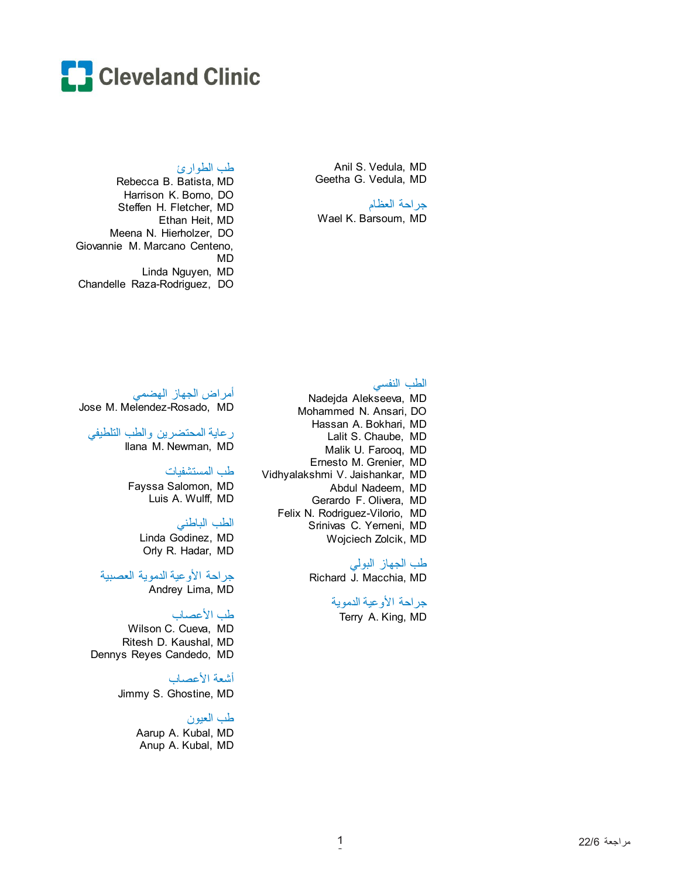Cleveland Clinic

Anil S. Vedula, MD
Geetha G. Vedula, MD

### جراحة العظام
Wael K. Barsoum, MD

### طب الطوارئ
Rebecca B. Batista, MD
Harrison K. Borno, DO
Steffen H. Fletcher, MD
Ethan Heit, MD
Meena N. Hierholzer, DO
Giovannie M. Marcano Centeno, MD
Linda Nguyen, MD
Chandelle Raza-Rodriguez, DO

### الطب النفسي
Nadejda Alekseeva, MD
Mohammed N. Ansari, DO
Hassan A. Bokhari, MD
Lalit S. Chaube, MD
Malik U. Farooq, MD
Ernesto M. Grenier, MD
Vidhyalakshmi V. Jaishankar, MD
Abdul Nadeem, MD
Gerardo F. Olivera, MD
Felix N. Rodriguez-Vilorio, MD
Srinivas C. Yerneni, MD
Wojciech Zolcik, MD

### طب الجهاز البولي
Richard J. Macchia, MD

### جراحة الأوعية الدموية
Terry A. King, MD

### أمراض الجهاز الهضمي
Jose M. Melendez-Rosado, MD

### رعاية المحتضرين والطب التلطيفي
Ilana M. Newman, MD

### طب المستشفيات
Fayssa Salomon, MD
Luis A. Wulff, MD

### الطب الباطني
Linda Godinez, MD
Orly R. Hadar, MD

### جراحة الأوعية الدموية العصبية
Andrey Lima, MD

### طب الأعصاب
Wilson C. Cueva, MD
Ritesh D. Kaushal, MD
Dennys Reyes Candedo, MD

### أشعة الأعصاب
Jimmy S. Ghostine, MD

### طب العيون
Aarup A. Kubal, MD
Anup A. Kubal, MD

مراجعة 22/6